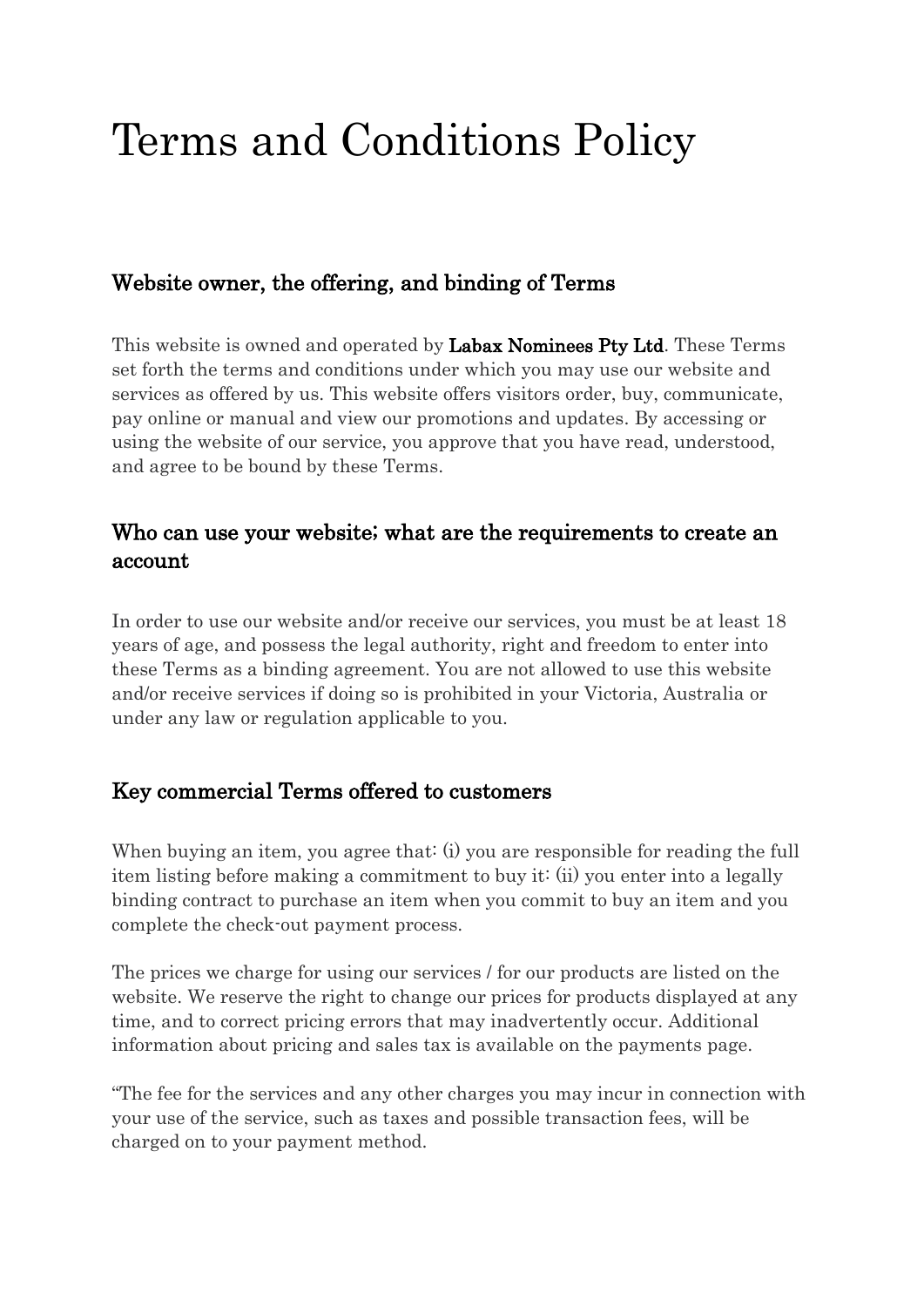# Terms and Conditions Policy

## Website owner, the offering, and binding of Terms

This website is owned and operated by **Labax Nominees Pty Ltd**. These Terms set forth the terms and conditions under which you may use our website and services as offered by us. This website offers visitors order, buy, communicate, pay online or manual and view our promotions and updates. By accessing or using the website of our service, you approve that you have read, understood, and agree to be bound by these Terms.

## Who can use your website; what are the requirements to create an account

In order to use our website and/or receive our services, you must be at least 18 years of age, and possess the legal authority, right and freedom to enter into these Terms as a binding agreement. You are not allowed to use this website and/or receive services if doing so is prohibited in your Victoria, Australia or under any law or regulation applicable to you.

## Key commercial Terms offered to customers

When buying an item, you agree that: (i) you are responsible for reading the full item listing before making a commitment to buy it: (ii) you enter into a legally binding contract to purchase an item when you commit to buy an item and you complete the check-out payment process.

The prices we charge for using our services / for our products are listed on the website. We reserve the right to change our prices for products displayed at any time, and to correct pricing errors that may inadvertently occur. Additional information about pricing and sales tax is available on the payments page.

"The fee for the services and any other charges you may incur in connection with your use of the service, such as taxes and possible transaction fees, will be charged on to your payment method.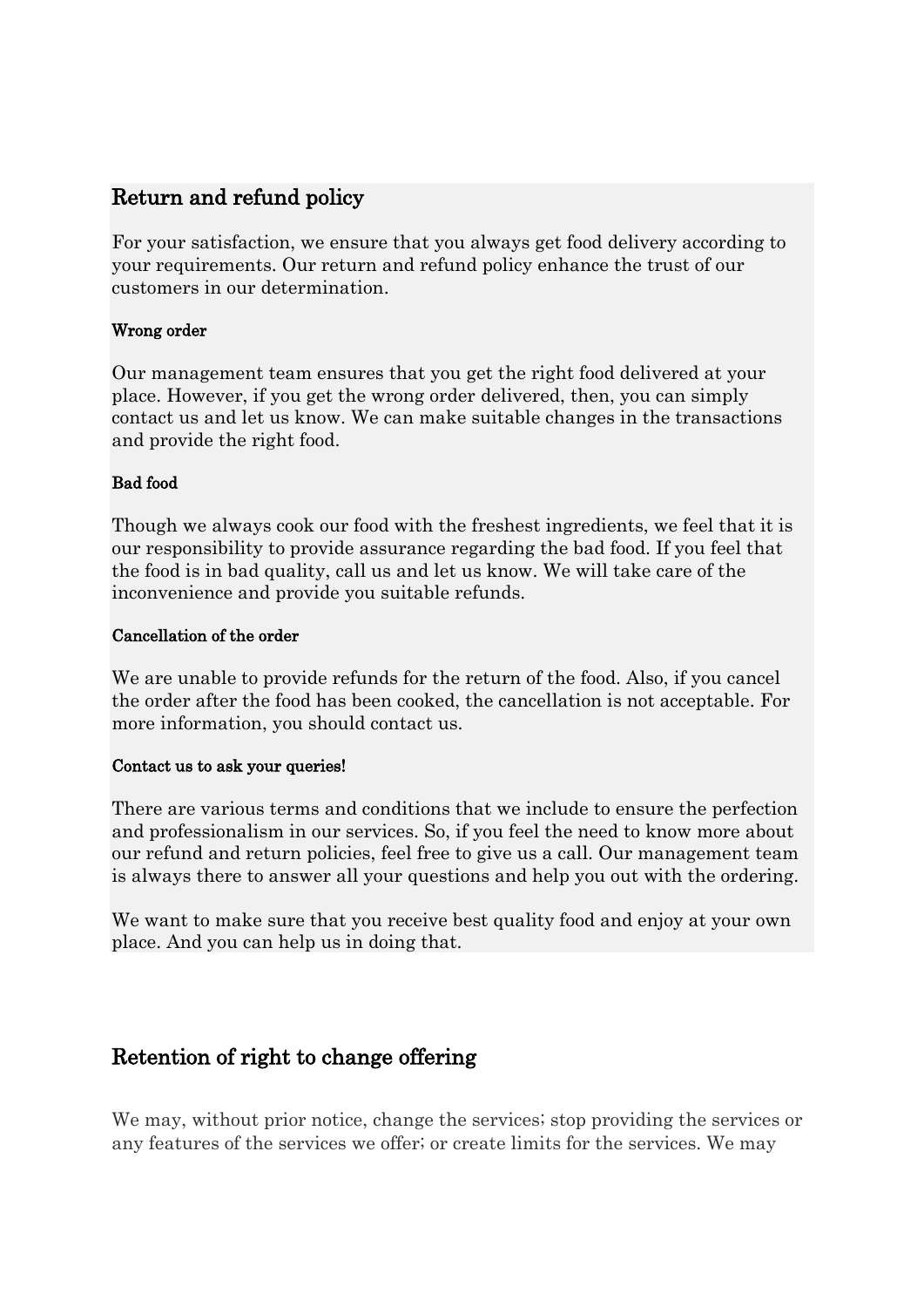## Return and refund policy

For your satisfaction, we ensure that you always get food delivery according to your requirements. Our return and refund policy enhance the trust of our customers in our determination.

#### Wrong order

Our management team ensures that you get the right food delivered at your place. However, if you get the wrong order delivered, then, you can simply contact us and let us know. We can make suitable changes in the transactions and provide the right food.

#### Bad food

Though we always cook our food with the freshest ingredients, we feel that it is our responsibility to provide assurance regarding the bad food. If you feel that the food is in bad quality, call us and let us know. We will take care of the inconvenience and provide you suitable refunds.

#### Cancellation of the order

We are unable to provide refunds for the return of the food. Also, if you cancel the order after the food has been cooked, the cancellation is not acceptable. For more information, you should contact us.

#### Contact us to ask your queries!

There are various terms and conditions that we include to ensure the perfection and professionalism in our services. So, if you feel the need to know more about our refund and return policies, feel free to give us a call. Our management team is always there to answer all your questions and help you out with the ordering.

We want to make sure that you receive best quality food and enjoy at your own place. And you can help us in doing that.

## Retention of right to change offering

We may, without prior notice, change the services; stop providing the services or any features of the services we offer; or create limits for the services. We may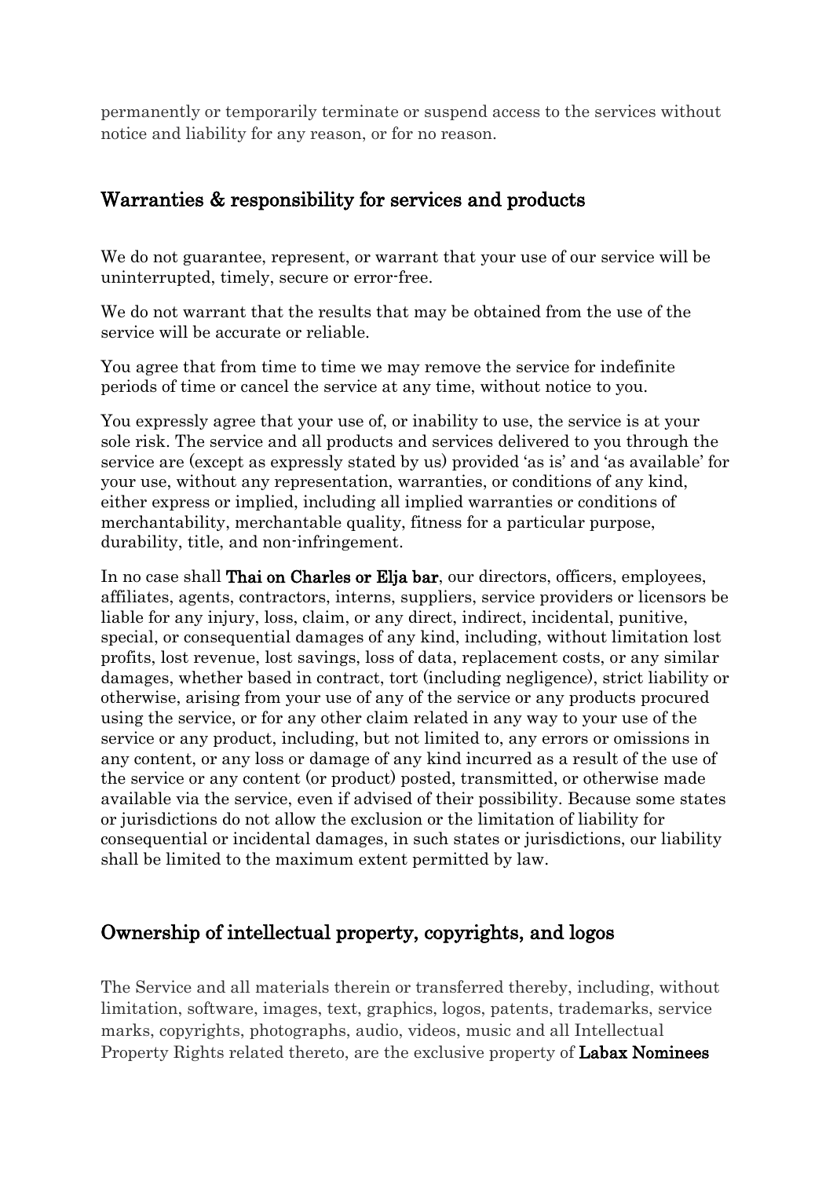permanently or temporarily terminate or suspend access to the services without notice and liability for any reason, or for no reason.

## Warranties & responsibility for services and products

We do not guarantee, represent, or warrant that your use of our service will be uninterrupted, timely, secure or error-free.

We do not warrant that the results that may be obtained from the use of the service will be accurate or reliable.

You agree that from time to time we may remove the service for indefinite periods of time or cancel the service at any time, without notice to you.

You expressly agree that your use of, or inability to use, the service is at your sole risk. The service and all products and services delivered to you through the service are (except as expressly stated by us) provided 'as is' and 'as available' for your use, without any representation, warranties, or conditions of any kind, either express or implied, including all implied warranties or conditions of merchantability, merchantable quality, fitness for a particular purpose, durability, title, and non-infringement.

In no case shall **Thai on Charles or Elja bar**, our directors, officers, employees, affiliates, agents, contractors, interns, suppliers, service providers or licensors be liable for any injury, loss, claim, or any direct, indirect, incidental, punitive, special, or consequential damages of any kind, including, without limitation lost profits, lost revenue, lost savings, loss of data, replacement costs, or any similar damages, whether based in contract, tort (including negligence), strict liability or otherwise, arising from your use of any of the service or any products procured using the service, or for any other claim related in any way to your use of the service or any product, including, but not limited to, any errors or omissions in any content, or any loss or damage of any kind incurred as a result of the use of the service or any content (or product) posted, transmitted, or otherwise made available via the service, even if advised of their possibility. Because some states or jurisdictions do not allow the exclusion or the limitation of liability for consequential or incidental damages, in such states or jurisdictions, our liability shall be limited to the maximum extent permitted by law.

## Ownership of intellectual property, copyrights, and logos

The Service and all materials therein or transferred thereby, including, without limitation, software, images, text, graphics, logos, patents, trademarks, service marks, copyrights, photographs, audio, videos, music and all Intellectual Property Rights related thereto, are the exclusive property of **Labax Nominees**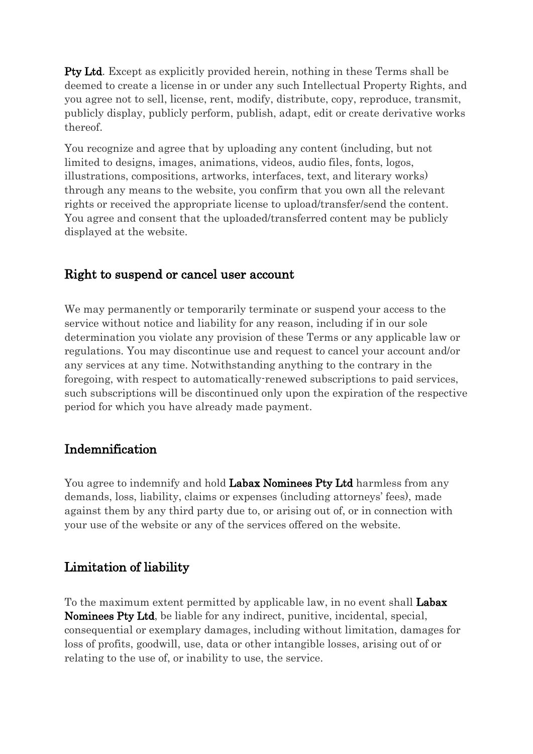**Pty Ltd**. Except as explicitly provided herein, nothing in these Terms shall be deemed to create a license in or under any such Intellectual Property Rights, and you agree not to sell, license, rent, modify, distribute, copy, reproduce, transmit, publicly display, publicly perform, publish, adapt, edit or create derivative works thereof.

You recognize and agree that by uploading any content (including, but not limited to designs, images, animations, videos, audio files, fonts, logos, illustrations, compositions, artworks, interfaces, text, and literary works) through any means to the website, you confirm that you own all the relevant rights or received the appropriate license to upload/transfer/send the content. You agree and consent that the uploaded/transferred content may be publicly displayed at the website.

## Right to suspend or cancel user account

We may permanently or temporarily terminate or suspend your access to the service without notice and liability for any reason, including if in our sole determination you violate any provision of these Terms or any applicable law or regulations. You may discontinue use and request to cancel your account and/or any services at any time. Notwithstanding anything to the contrary in the foregoing, with respect to automatically-renewed subscriptions to paid services, such subscriptions will be discontinued only upon the expiration of the respective period for which you have already made payment.

## Indemnification

You agree to indemnify and hold **Labax Nominees Pty Ltd** harmless from any demands, loss, liability, claims or expenses (including attorneys' fees), made against them by any third party due to, or arising out of, or in connection with your use of the website or any of the services offered on the website.

## Limitation of liability

To the maximum extent permitted by applicable law, in no event shall **Labax Nominees Pty Ltd**, be liable for any indirect, punitive, incidental, special, consequential or exemplary damages, including without limitation, damages for loss of profits, goodwill, use, data or other intangible losses, arising out of or relating to the use of, or inability to use, the service.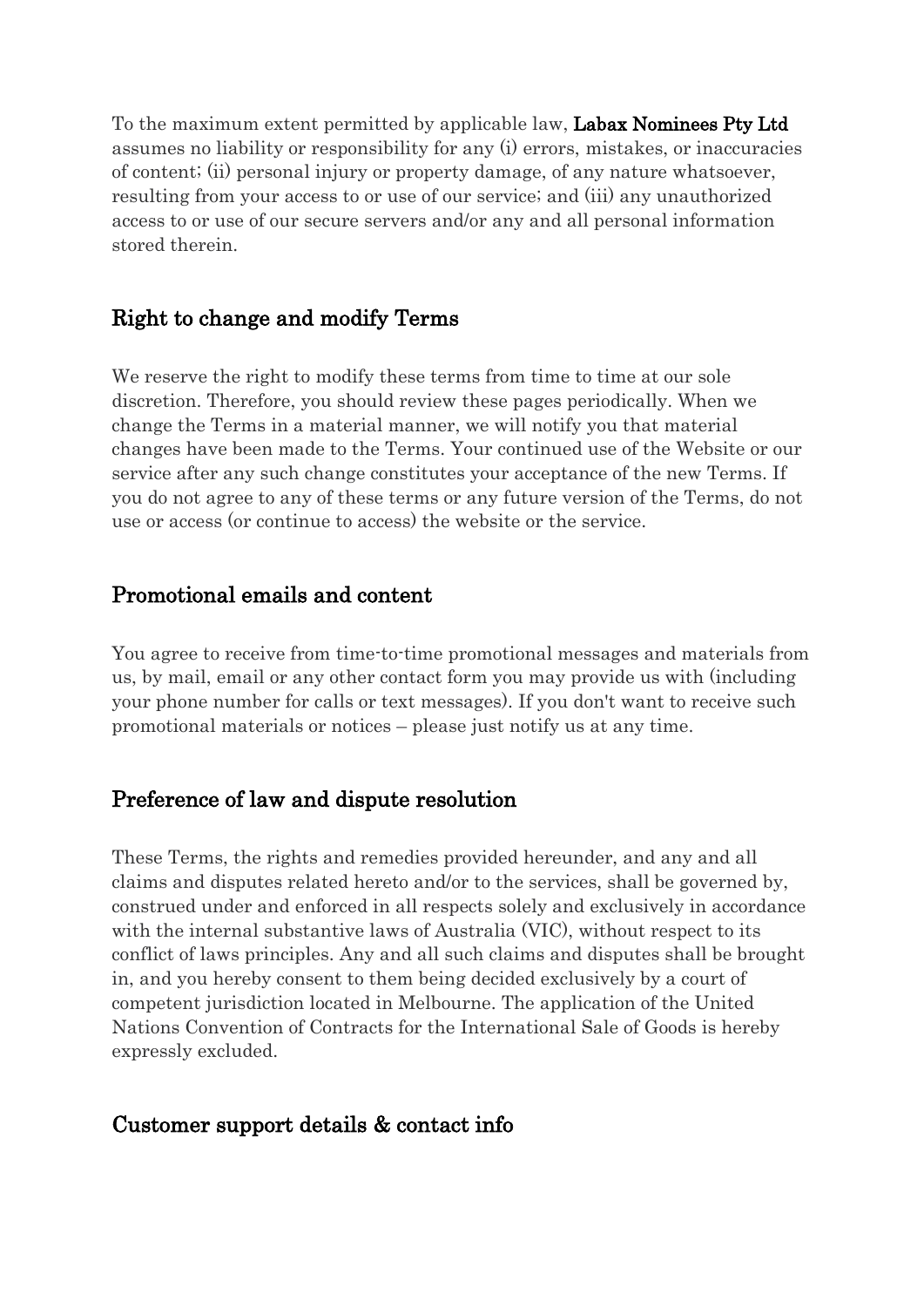To the maximum extent permitted by applicable law, **Labax Nominees Pty Ltd** assumes no liability or responsibility for any (i) errors, mistakes, or inaccuracies of content; (ii) personal injury or property damage, of any nature whatsoever, resulting from your access to or use of our service; and (iii) any unauthorized access to or use of our secure servers and/or any and all personal information stored therein.

## Right to change and modify Terms

We reserve the right to modify these terms from time to time at our sole discretion. Therefore, you should review these pages periodically. When we change the Terms in a material manner, we will notify you that material changes have been made to the Terms. Your continued use of the Website or our service after any such change constitutes your acceptance of the new Terms. If you do not agree to any of these terms or any future version of the Terms, do not use or access (or continue to access) the website or the service.

## Promotional emails and content

You agree to receive from time-to-time promotional messages and materials from us, by mail, email or any other contact form you may provide us with (including your phone number for calls or text messages). If you don't want to receive such promotional materials or notices – please just notify us at any time.

## Preference of law and dispute resolution

These Terms, the rights and remedies provided hereunder, and any and all claims and disputes related hereto and/or to the services, shall be governed by, construed under and enforced in all respects solely and exclusively in accordance with the internal substantive laws of Australia (VIC), without respect to its conflict of laws principles. Any and all such claims and disputes shall be brought in, and you hereby consent to them being decided exclusively by a court of competent jurisdiction located in Melbourne. The application of the United Nations Convention of Contracts for the International Sale of Goods is hereby expressly excluded.

## Customer support details & contact info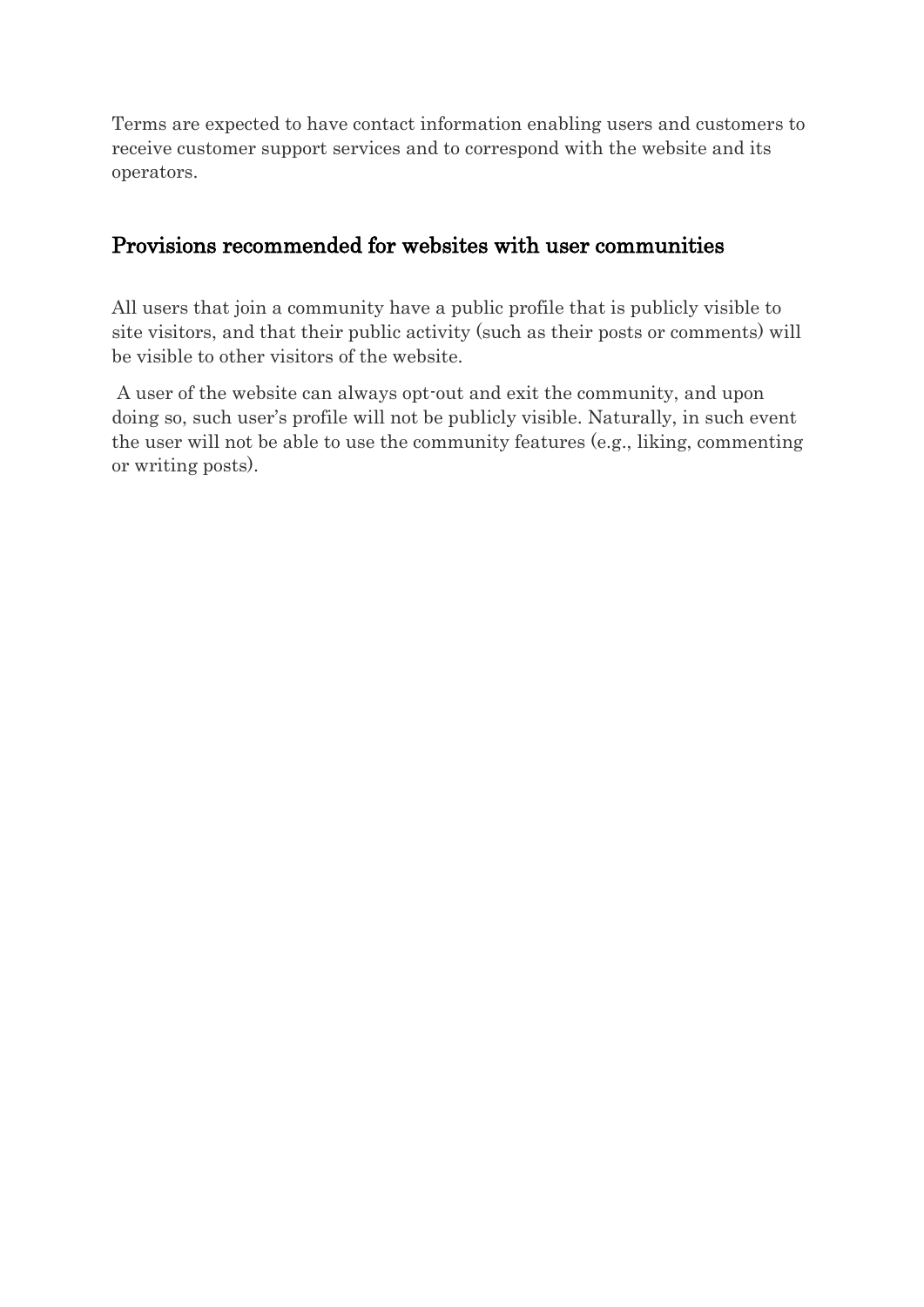Terms are expected to have contact information enabling users and customers to receive customer support services and to correspond with the website and its operators.

## Provisions recommended for websites with user communities

All users that join a community have a public profile that is publicly visible to site visitors, and that their public activity (such as their posts or comments) will be visible to other visitors of the website.

A user of the website can always opt-out and exit the community, and upon doing so, such user's profile will not be publicly visible. Naturally, in such event the user will not be able to use the community features (e.g., liking, commenting or writing posts).